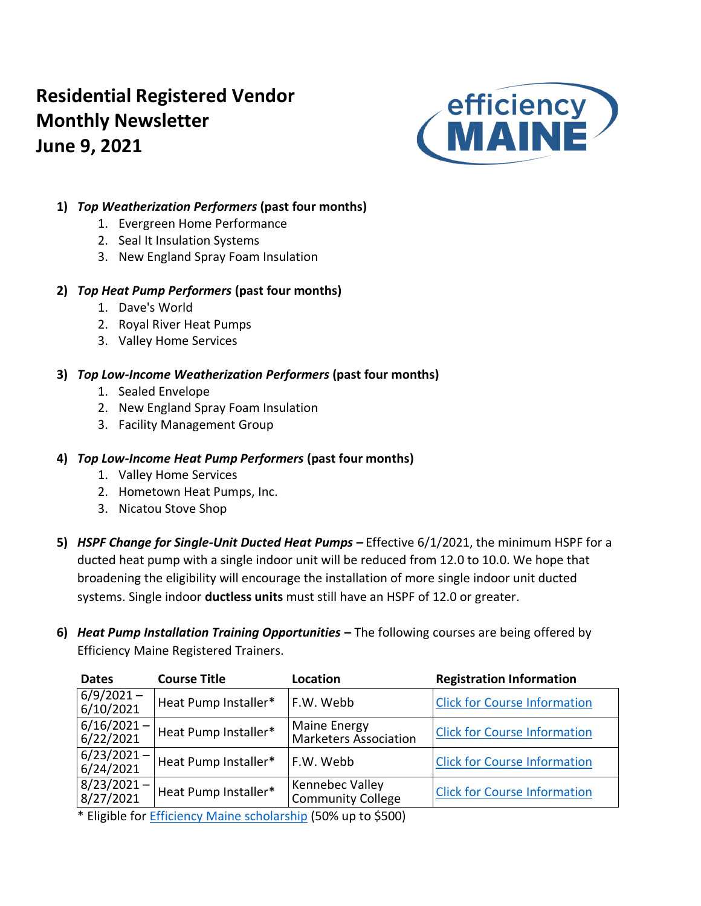# Residential Registered Vendor Monthly Newsletter
# June 9, 2021

1) ***Top Weatherization Performers*** **(past four months)**
    1. Evergreen Home Performance
    2. Seal It Insulation Systems
    3. New England Spray Foam Insulation

2) ***Top Heat Pump Performers*** **(past four months)**
    1. Dave's World
    2. Royal River Heat Pumps
    3. Valley Home Services

3) ***Top Low-Income Weatherization Performers*** **(past four months)**
    1. Sealed Envelope
    2. New England Spray Foam Insulation
    3. Facility Management Group

4) ***Top Low-Income Heat Pump Performers*** **(past four months)**
    1. Valley Home Services
    2. Hometown Heat Pumps, Inc.
    3. Nicatou Stove Shop

5) ***HSPF Change for Single-Unit Ducted Heat Pumps –*** Effective 6/1/2021, the minimum HSPF for a ducted heat pump with a single indoor unit will be reduced from 12.0 to 10.0. We hope that broadening the eligibility will encourage the installation of more single indoor unit ducted systems. Single indoor **ductless units** must still have an HSPF of 12.0 or greater.

6) ***Heat Pump Installation Training Opportunities –*** The following courses are being offered by Efficiency Maine Registered Trainers.

| Dates | Course Title | Location | Registration Information |
|---|---|---|---|
| 6/9/2021 – 6/10/2021 | Heat Pump Installer* | F.W. Webb | Click for Course Information |
| 6/16/2021 – 6/22/2021 | Heat Pump Installer* | Maine Energy Marketers Association | Click for Course Information |
| 6/23/2021 – 6/24/2021 | Heat Pump Installer* | F.W. Webb | Click for Course Information |
| 8/23/2021 – 8/27/2021 | Heat Pump Installer* | Kennebec Valley Community College | Click for Course Information |

\* Eligible for Efficiency Maine scholarship (50% up to $500)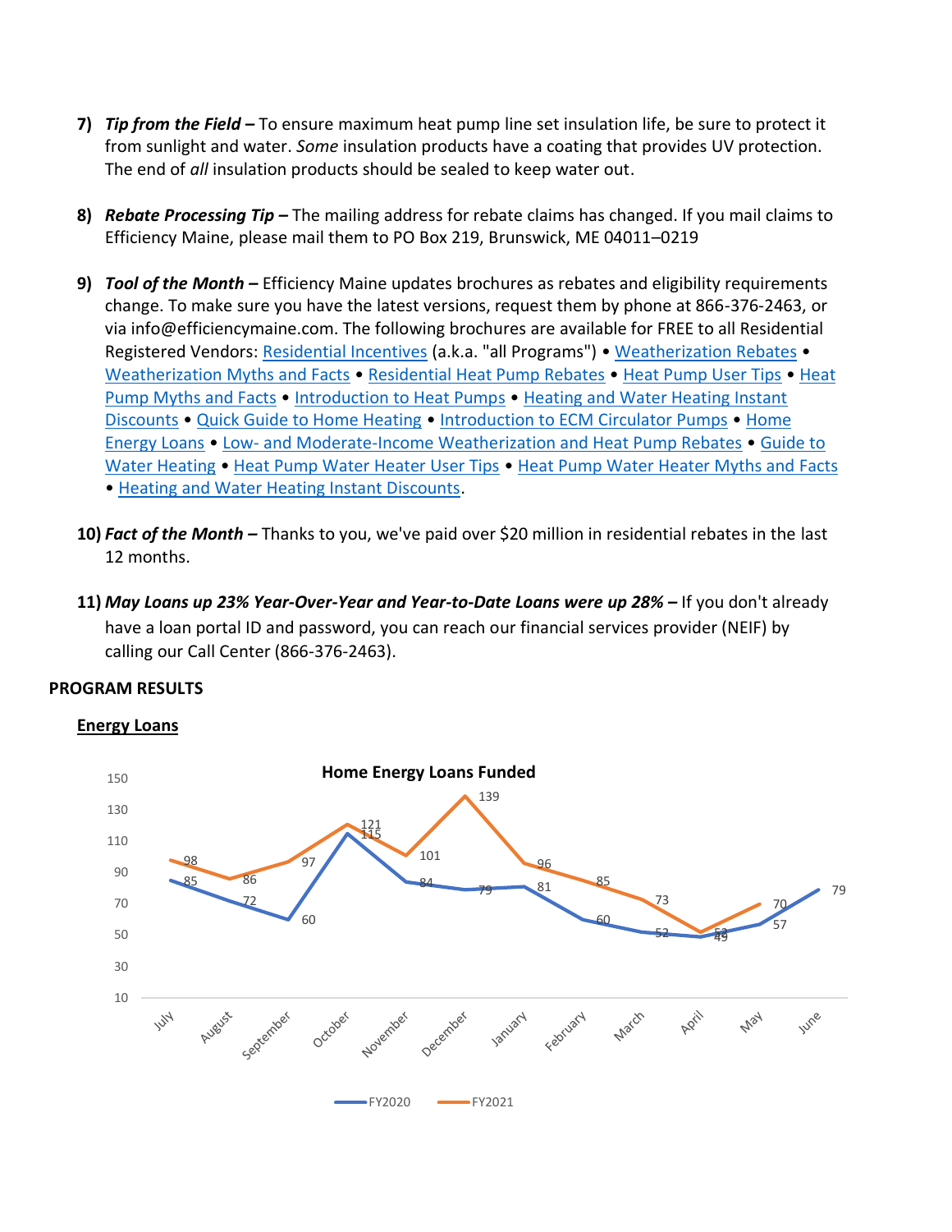7) ***Tip from the Field –*** To ensure maximum heat pump line set insulation life, be sure to protect it from sunlight and water. *Some* insulation products have a coating that provides UV protection. The end of *all* insulation products should be sealed to keep water out.

8) ***Rebate Processing Tip –*** The mailing address for rebate claims has changed. If you mail claims to Efficiency Maine, please mail them to PO Box 219, Brunswick, ME 04011–0219

9) ***Tool of the Month –*** Efficiency Maine updates brochures as rebates and eligibility requirements change. To make sure you have the latest versions, request them by phone at 866-376-2463, or via info@efficiencymaine.com. The following brochures are available for FREE to all Residential Registered Vendors: Residential Incentives (a.k.a. "all Programs") • Weatherization Rebates • Weatherization Myths and Facts • Residential Heat Pump Rebates • Heat Pump User Tips • Heat Pump Myths and Facts • Introduction to Heat Pumps • Heating and Water Heating Instant Discounts • Quick Guide to Home Heating • Introduction to ECM Circulator Pumps • Home Energy Loans • Low- and Moderate-Income Weatherization and Heat Pump Rebates • Guide to Water Heating • Heat Pump Water Heater User Tips • Heat Pump Water Heater Myths and Facts • Heating and Water Heating Instant Discounts.

10) ***Fact of the Month –*** Thanks to you, we've paid over $20 million in residential rebates in the last 12 months.

11) ***May Loans up 23% Year-Over-Year and Year-to-Date Loans were up 28% –*** If you don't already have a loan portal ID and password, you can reach our financial services provider (NEIF) by calling our Call Center (866-376-2463).

**PROGRAM RESULTS**

**Energy Loans**

**Home Energy Loans Funded**

| Month | FY2020 | FY2021 |
|---|---|---|
| July | 85 | 98 |
| August | 72 | 86 |
| September | 60 | 97 |
| October | 115 | 121 |
| November | 84 | 101 |
| December | 79 | 139 |
| January | 81 | 96 |
| February | 60 | 85 |
| March | 52 | 73 |
| April | 49 | 52 |
| May | 57 | 70 |
| June | 79 | |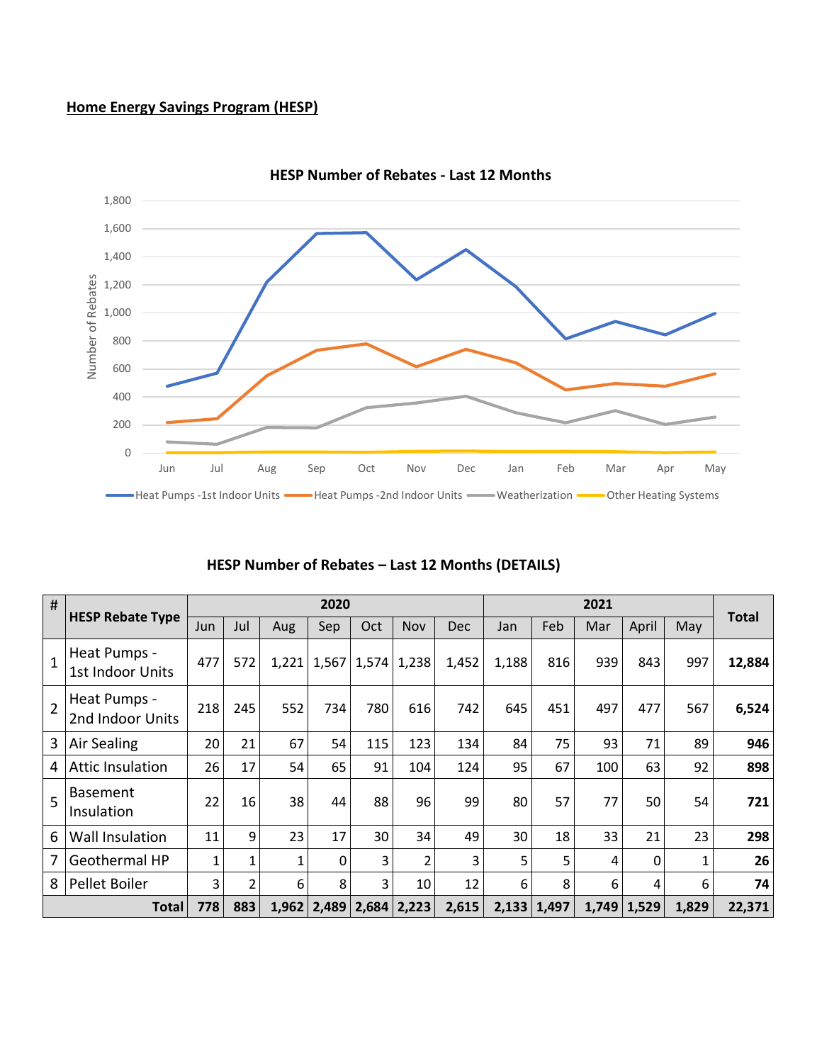**Home Energy Savings Program (HESP)**

HESP Number of Rebates - Last 12 Months

HESP Number of Rebates – Last 12 Months (DETAILS)

| # | HESP Rebate Type | 2020 | | | | | | | 2021 | | | | | Total |
|---|---|---|---|---|---|---|---|---|---|---|---|---|---|---|
| | | Jun | Jul | Aug | Sep | Oct | Nov | Dec | Jan | Feb | Mar | April | May | |
| 1 | Heat Pumps - 1st Indoor Units | 477 | 572 | 1,221 | 1,567 | 1,574 | 1,238 | 1,452 | 1,188 | 816 | 939 | 843 | 997 | **12,884** |
| 2 | Heat Pumps - 2nd Indoor Units | 218 | 245 | 552 | 734 | 780 | 616 | 742 | 645 | 451 | 497 | 477 | 567 | **6,524** |
| 3 | Air Sealing | 20 | 21 | 67 | 54 | 115 | 123 | 134 | 84 | 75 | 93 | 71 | 89 | **946** |
| 4 | Attic Insulation | 26 | 17 | 54 | 65 | 91 | 104 | 124 | 95 | 67 | 100 | 63 | 92 | **898** |
| 5 | Basement Insulation | 22 | 16 | 38 | 44 | 88 | 96 | 99 | 80 | 57 | 77 | 50 | 54 | **721** |
| 6 | Wall Insulation | 11 | 9 | 23 | 17 | 30 | 34 | 49 | 30 | 18 | 33 | 21 | 23 | **298** |
| 7 | Geothermal HP | 1 | 1 | 1 | 0 | 3 | 2 | 3 | 5 | 5 | 4 | 0 | 1 | **26** |
| 8 | Pellet Boiler | 3 | 2 | 6 | 8 | 3 | 10 | 12 | 6 | 8 | 6 | 4 | 6 | **74** |
| | **Total** | **778** | **883** | **1,962** | **2,489** | **2,684** | **2,223** | **2,615** | **2,133** | **1,497** | **1,749** | **1,529** | **1,829** | **22,371** |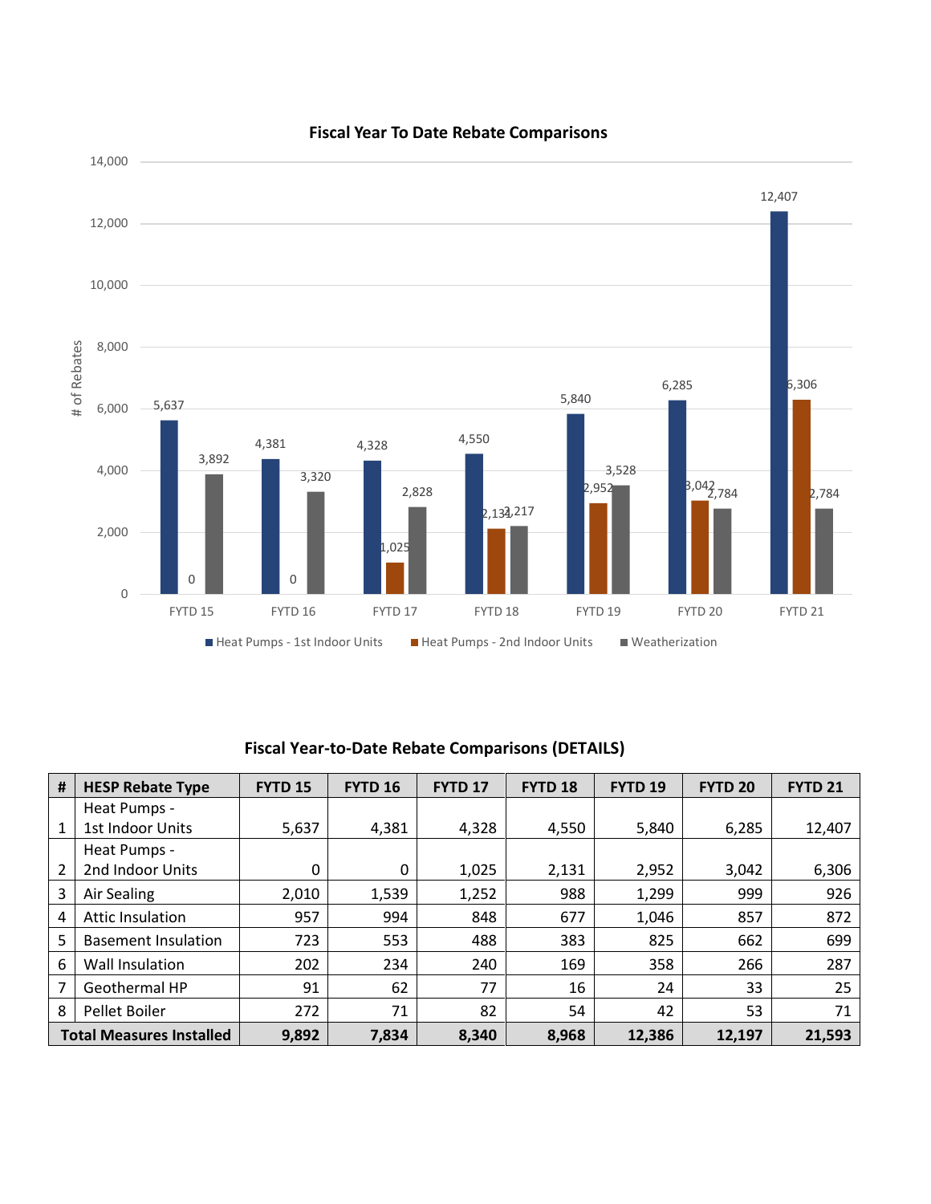**Fiscal Year To Date Rebate Comparisons**

| | FYTD 15 | FYTD 16 | FYTD 17 | FYTD 18 | FYTD 19 | FYTD 20 | FYTD 21 |
|---|---|---|---|---|---|---|---|
| Heat Pumps - 1st Indoor Units | 5,637 | 4,381 | 4,328 | 4,550 | 5,840 | 6,285 | 12,407 |
| Heat Pumps - 2nd Indoor Units | 0 | 0 | 1,025 | 2,131 | 2,952 | 3,042 | 6,306 |
| Weatherization | 3,892 | 3,320 | 2,828 | 2,217 | 3,528 | 2,784 | 2,784 |

## Fiscal Year-to-Date Rebate Comparisons (DETAILS)

| # | HESP Rebate Type | FYTD 15 | FYTD 16 | FYTD 17 | FYTD 18 | FYTD 19 | FYTD 20 | FYTD 21 |
|---|---|---|---|---|---|---|---|---|
| 1 | Heat Pumps - 1st Indoor Units | 5,637 | 4,381 | 4,328 | 4,550 | 5,840 | 6,285 | 12,407 |
| 2 | Heat Pumps - 2nd Indoor Units | 0 | 0 | 1,025 | 2,131 | 2,952 | 3,042 | 6,306 |
| 3 | Air Sealing | 2,010 | 1,539 | 1,252 | 988 | 1,299 | 999 | 926 |
| 4 | Attic Insulation | 957 | 994 | 848 | 677 | 1,046 | 857 | 872 |
| 5 | Basement Insulation | 723 | 553 | 488 | 383 | 825 | 662 | 699 |
| 6 | Wall Insulation | 202 | 234 | 240 | 169 | 358 | 266 | 287 |
| 7 | Geothermal HP | 91 | 62 | 77 | 16 | 24 | 33 | 25 |
| 8 | Pellet Boiler | 272 | 71 | 82 | 54 | 42 | 53 | 71 |
| **Total Measures Installed** | | **9,892** | **7,834** | **8,340** | **8,968** | **12,386** | **12,197** | **21,593** |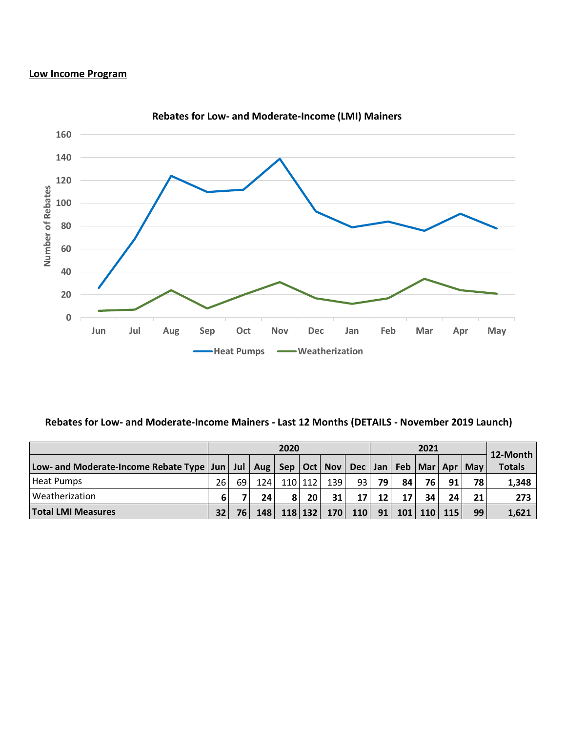**Low Income Program**

Rebates for Low- and Moderate-Income (LMI) Mainers

Number of Rebates

160
140
120
100
80
60
40
20
0

Jun Jul Aug Sep Oct Nov Dec Jan Feb Mar Apr May

Heat Pumps Weatherization

**Rebates for Low- and Moderate-Income Mainers - Last 12 Months (DETAILS - November 2019 Launch)**

| | 2020 | | | | | | | 2021 | | | | | 12-Month Totals |
|---|---|---|---|---|---|---|---|---|---|---|---|---|---|
| **Low- and Moderate-Income Rebate Type** | **Jun** | **Jul** | **Aug** | **Sep** | **Oct** | **Nov** | **Dec** | **Jan** | **Feb** | **Mar** | **Apr** | **May** | |
| Heat Pumps | 26 | 69 | 124 | 110 | 112 | 139 | 93 | **79** | **84** | **76** | **91** | **78** | **1,348** |
| Weatherization | **6** | **7** | **24** | **8** | **20** | **31** | **17** | **12** | **17** | **34** | **24** | **21** | **273** |
| **Total LMI Measures** | **32** | **76** | **148** | **118** | **132** | **170** | **110** | **91** | **101** | **110** | **115** | **99** | **1,621** |